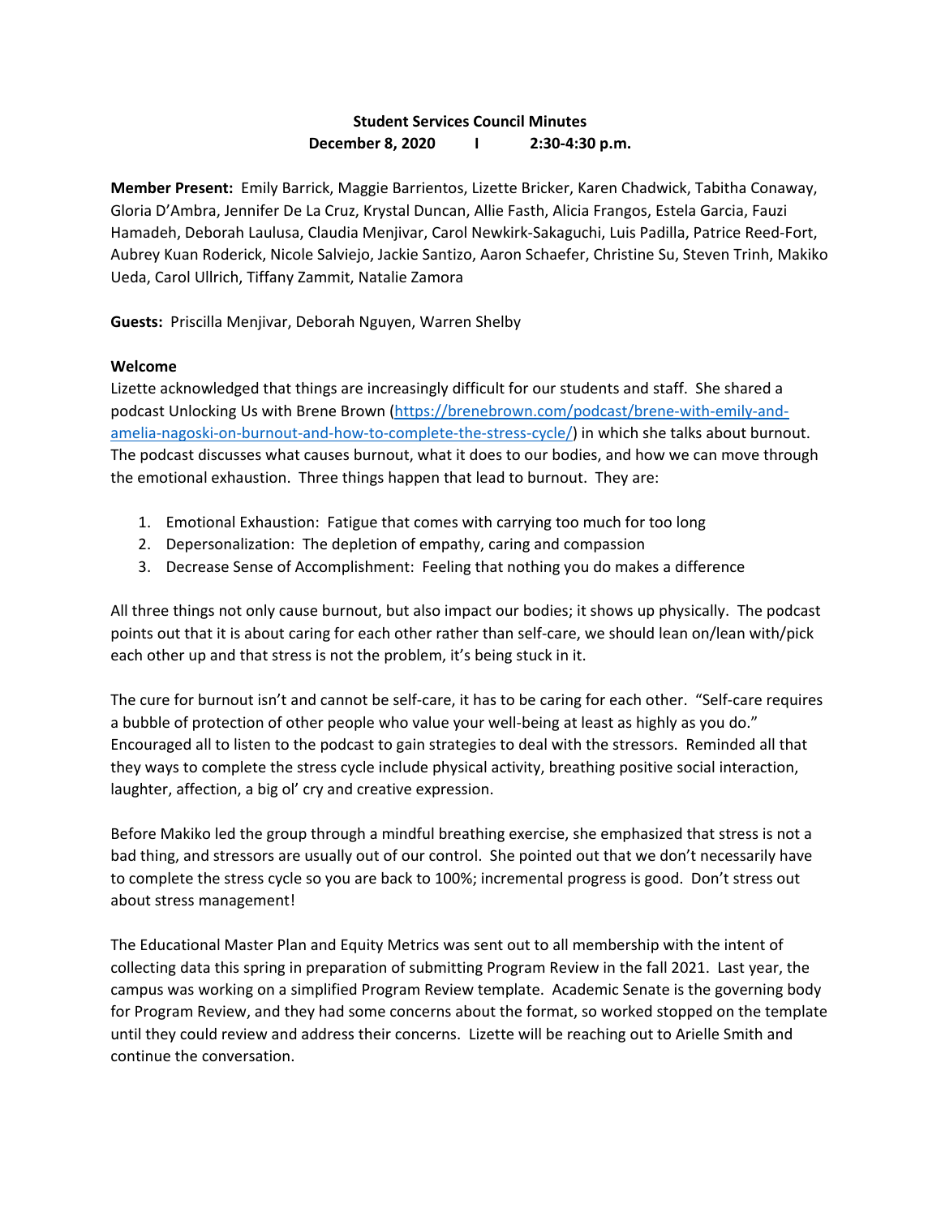**Student Services Council Minutes**
**December 8, 2020 | 2:30-4:30 p.m.**

**Member Present:** Emily Barrick, Maggie Barrientos, Lizette Bricker, Karen Chadwick, Tabitha Conaway, Gloria D'Ambra, Jennifer De La Cruz, Krystal Duncan, Allie Fasth, Alicia Frangos, Estela Garcia, Fauzi Hamadeh, Deborah Laulusa, Claudia Menjivar, Carol Newkirk-Sakaguchi, Luis Padilla, Patrice Reed-Fort, Aubrey Kuan Roderick, Nicole Salviejo, Jackie Santizo, Aaron Schaefer, Christine Su, Steven Trinh, Makiko Ueda, Carol Ullrich, Tiffany Zammit, Natalie Zamora

**Guests:** Priscilla Menjivar, Deborah Nguyen, Warren Shelby

**Welcome**

Lizette acknowledged that things are increasingly difficult for our students and staff. She shared a podcast Unlocking Us with Brene Brown (https://brenebrown.com/podcast/brene-with-emily-and-amelia-nagoski-on-burnout-and-how-to-complete-the-stress-cycle/) in which she talks about burnout. The podcast discusses what causes burnout, what it does to our bodies, and how we can move through the emotional exhaustion. Three things happen that lead to burnout. They are:

1. Emotional Exhaustion: Fatigue that comes with carrying too much for too long
2. Depersonalization: The depletion of empathy, caring and compassion
3. Decrease Sense of Accomplishment: Feeling that nothing you do makes a difference

All three things not only cause burnout, but also impact our bodies; it shows up physically. The podcast points out that it is about caring for each other rather than self-care, we should lean on/lean with/pick each other up and that stress is not the problem, it's being stuck in it.

The cure for burnout isn't and cannot be self-care, it has to be caring for each other. "Self-care requires a bubble of protection of other people who value your well-being at least as highly as you do." Encouraged all to listen to the podcast to gain strategies to deal with the stressors. Reminded all that they ways to complete the stress cycle include physical activity, breathing positive social interaction, laughter, affection, a big ol' cry and creative expression.

Before Makiko led the group through a mindful breathing exercise, she emphasized that stress is not a bad thing, and stressors are usually out of our control. She pointed out that we don't necessarily have to complete the stress cycle so you are back to 100%; incremental progress is good. Don't stress out about stress management!

The Educational Master Plan and Equity Metrics was sent out to all membership with the intent of collecting data this spring in preparation of submitting Program Review in the fall 2021. Last year, the campus was working on a simplified Program Review template. Academic Senate is the governing body for Program Review, and they had some concerns about the format, so worked stopped on the template until they could review and address their concerns. Lizette will be reaching out to Arielle Smith and continue the conversation.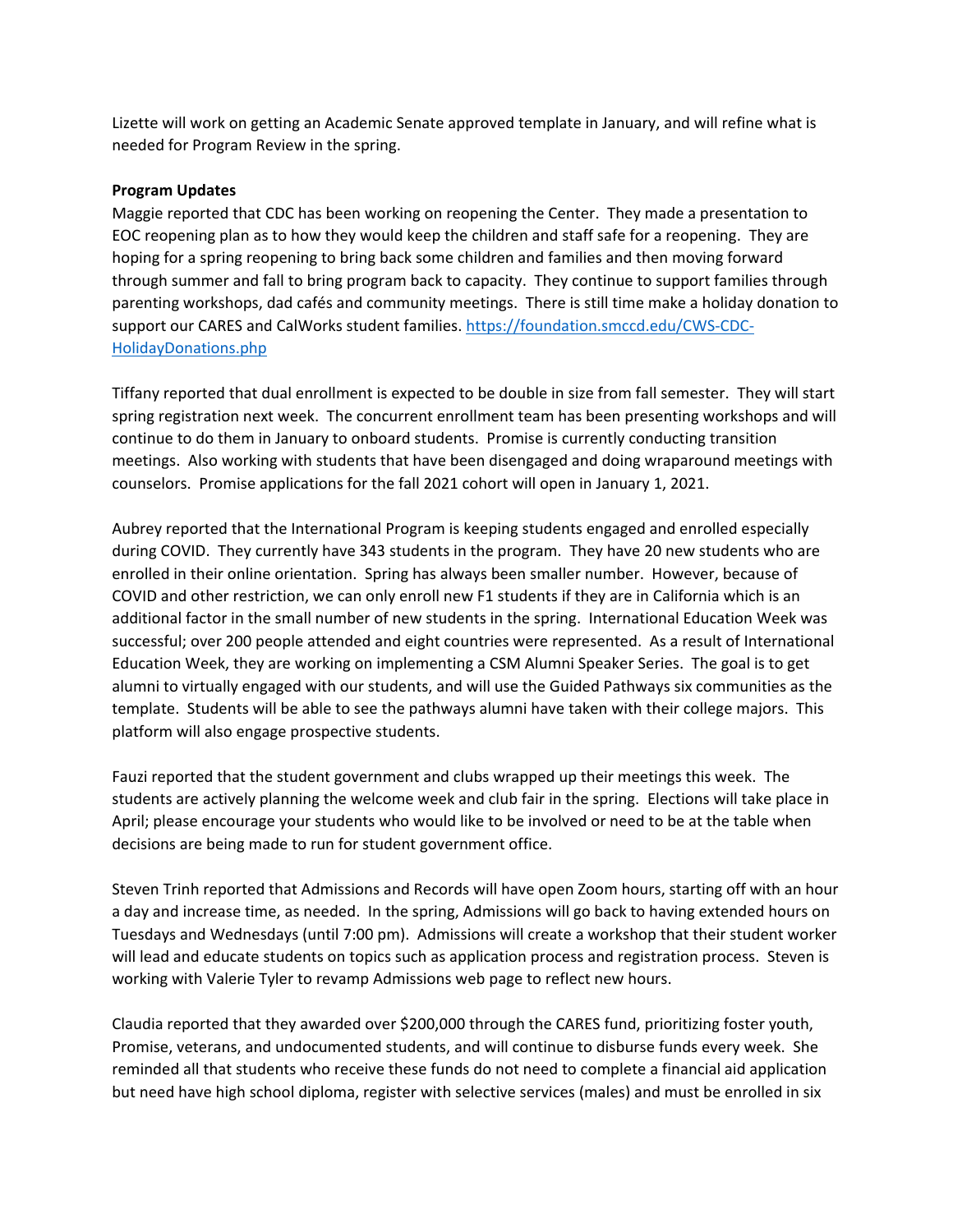Lizette will work on getting an Academic Senate approved template in January, and will refine what is needed for Program Review in the spring.

**Program Updates**

Maggie reported that CDC has been working on reopening the Center. They made a presentation to EOC reopening plan as to how they would keep the children and staff safe for a reopening. They are hoping for a spring reopening to bring back some children and families and then moving forward through summer and fall to bring program back to capacity. They continue to support families through parenting workshops, dad cafés and community meetings. There is still time make a holiday donation to support our CARES and CalWorks student families. [https://foundation.smccd.edu/CWS-CDC-HolidayDonations.php](https://foundation.smccd.edu/CWS-CDC-HolidayDonations.php)

Tiffany reported that dual enrollment is expected to be double in size from fall semester. They will start spring registration next week. The concurrent enrollment team has been presenting workshops and will continue to do them in January to onboard students. Promise is currently conducting transition meetings. Also working with students that have been disengaged and doing wraparound meetings with counselors. Promise applications for the fall 2021 cohort will open in January 1, 2021.

Aubrey reported that the International Program is keeping students engaged and enrolled especially during COVID. They currently have 343 students in the program. They have 20 new students who are enrolled in their online orientation. Spring has always been smaller number. However, because of COVID and other restriction, we can only enroll new F1 students if they are in California which is an additional factor in the small number of new students in the spring. International Education Week was successful; over 200 people attended and eight countries were represented. As a result of International Education Week, they are working on implementing a CSM Alumni Speaker Series. The goal is to get alumni to virtually engaged with our students, and will use the Guided Pathways six communities as the template. Students will be able to see the pathways alumni have taken with their college majors. This platform will also engage prospective students.

Fauzi reported that the student government and clubs wrapped up their meetings this week. The students are actively planning the welcome week and club fair in the spring. Elections will take place in April; please encourage your students who would like to be involved or need to be at the table when decisions are being made to run for student government office.

Steven Trinh reported that Admissions and Records will have open Zoom hours, starting off with an hour a day and increase time, as needed. In the spring, Admissions will go back to having extended hours on Tuesdays and Wednesdays (until 7:00 pm). Admissions will create a workshop that their student worker will lead and educate students on topics such as application process and registration process. Steven is working with Valerie Tyler to revamp Admissions web page to reflect new hours.

Claudia reported that they awarded over $200,000 through the CARES fund, prioritizing foster youth, Promise, veterans, and undocumented students, and will continue to disburse funds every week. She reminded all that students who receive these funds do not need to complete a financial aid application but need have high school diploma, register with selective services (males) and must be enrolled in six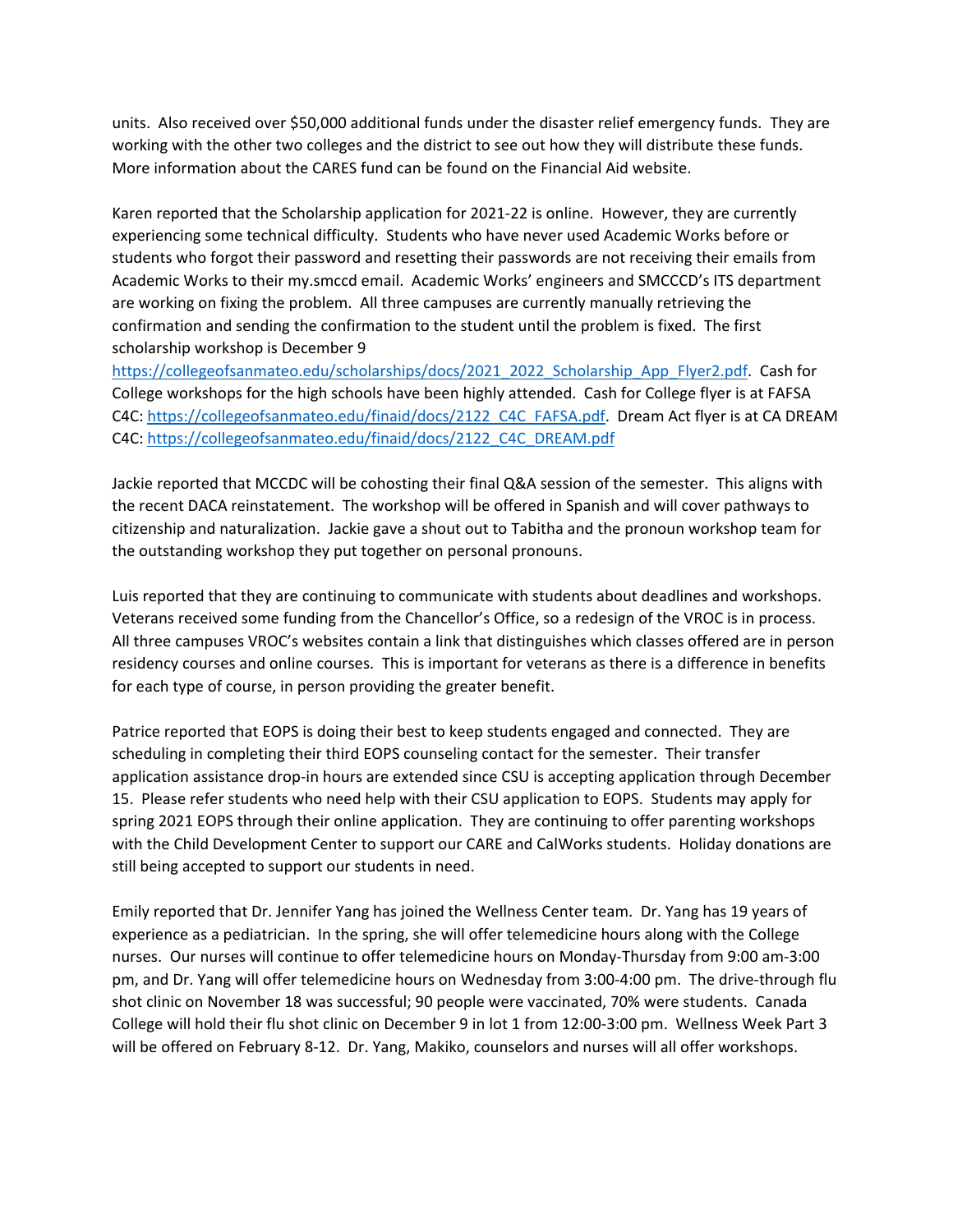units. Also received over $50,000 additional funds under the disaster relief emergency funds. They are working with the other two colleges and the district to see out how they will distribute these funds. More information about the CARES fund can be found on the Financial Aid website.

Karen reported that the Scholarship application for 2021-22 is online. However, they are currently experiencing some technical difficulty. Students who have never used Academic Works before or students who forgot their password and resetting their passwords are not receiving their emails from Academic Works to their my.smccd email. Academic Works' engineers and SMCCCD's ITS department are working on fixing the problem. All three campuses are currently manually retrieving the confirmation and sending the confirmation to the student until the problem is fixed. The first scholarship workshop is December 9 https://collegeofsanmateo.edu/scholarships/docs/2021_2022_Scholarship_App_Flyer2.pdf. Cash for College workshops for the high schools have been highly attended. Cash for College flyer is at FAFSA C4C: https://collegeofsanmateo.edu/finaid/docs/2122_C4C_FAFSA.pdf. Dream Act flyer is at CA DREAM C4C: https://collegeofsanmateo.edu/finaid/docs/2122_C4C_DREAM.pdf

Jackie reported that MCCDC will be cohosting their final Q&A session of the semester. This aligns with the recent DACA reinstatement. The workshop will be offered in Spanish and will cover pathways to citizenship and naturalization. Jackie gave a shout out to Tabitha and the pronoun workshop team for the outstanding workshop they put together on personal pronouns.

Luis reported that they are continuing to communicate with students about deadlines and workshops. Veterans received some funding from the Chancellor's Office, so a redesign of the VROC is in process. All three campuses VROC's websites contain a link that distinguishes which classes offered are in person residency courses and online courses. This is important for veterans as there is a difference in benefits for each type of course, in person providing the greater benefit.

Patrice reported that EOPS is doing their best to keep students engaged and connected. They are scheduling in completing their third EOPS counseling contact for the semester. Their transfer application assistance drop-in hours are extended since CSU is accepting application through December 15. Please refer students who need help with their CSU application to EOPS. Students may apply for spring 2021 EOPS through their online application. They are continuing to offer parenting workshops with the Child Development Center to support our CARE and CalWorks students. Holiday donations are still being accepted to support our students in need.

Emily reported that Dr. Jennifer Yang has joined the Wellness Center team. Dr. Yang has 19 years of experience as a pediatrician. In the spring, she will offer telemedicine hours along with the College nurses. Our nurses will continue to offer telemedicine hours on Monday-Thursday from 9:00 am-3:00 pm, and Dr. Yang will offer telemedicine hours on Wednesday from 3:00-4:00 pm. The drive-through flu shot clinic on November 18 was successful; 90 people were vaccinated, 70% were students. Canada College will hold their flu shot clinic on December 9 in lot 1 from 12:00-3:00 pm. Wellness Week Part 3 will be offered on February 8-12. Dr. Yang, Makiko, counselors and nurses will all offer workshops.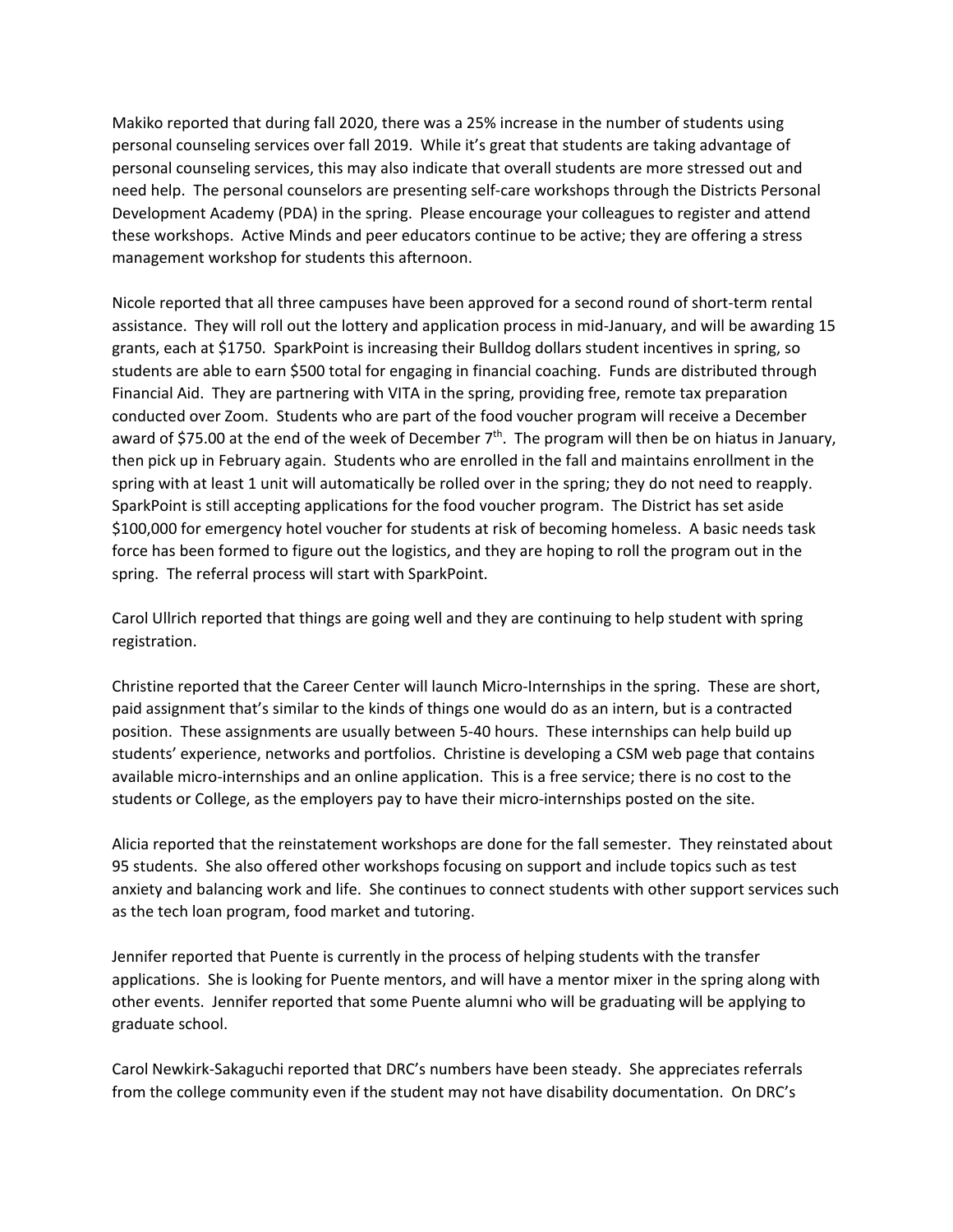Makiko reported that during fall 2020, there was a 25% increase in the number of students using personal counseling services over fall 2019. While it's great that students are taking advantage of personal counseling services, this may also indicate that overall students are more stressed out and need help. The personal counselors are presenting self-care workshops through the Districts Personal Development Academy (PDA) in the spring. Please encourage your colleagues to register and attend these workshops. Active Minds and peer educators continue to be active; they are offering a stress management workshop for students this afternoon.

Nicole reported that all three campuses have been approved for a second round of short-term rental assistance. They will roll out the lottery and application process in mid-January, and will be awarding 15 grants, each at $1750. SparkPoint is increasing their Bulldog dollars student incentives in spring, so students are able to earn $500 total for engaging in financial coaching. Funds are distributed through Financial Aid. They are partnering with VITA in the spring, providing free, remote tax preparation conducted over Zoom. Students who are part of the food voucher program will receive a December award of $75.00 at the end of the week of December 7th. The program will then be on hiatus in January, then pick up in February again. Students who are enrolled in the fall and maintains enrollment in the spring with at least 1 unit will automatically be rolled over in the spring; they do not need to reapply. SparkPoint is still accepting applications for the food voucher program. The District has set aside $100,000 for emergency hotel voucher for students at risk of becoming homeless. A basic needs task force has been formed to figure out the logistics, and they are hoping to roll the program out in the spring. The referral process will start with SparkPoint.

Carol Ullrich reported that things are going well and they are continuing to help student with spring registration.

Christine reported that the Career Center will launch Micro-Internships in the spring. These are short, paid assignment that's similar to the kinds of things one would do as an intern, but is a contracted position. These assignments are usually between 5-40 hours. These internships can help build up students' experience, networks and portfolios. Christine is developing a CSM web page that contains available micro-internships and an online application. This is a free service; there is no cost to the students or College, as the employers pay to have their micro-internships posted on the site.

Alicia reported that the reinstatement workshops are done for the fall semester. They reinstated about 95 students. She also offered other workshops focusing on support and include topics such as test anxiety and balancing work and life. She continues to connect students with other support services such as the tech loan program, food market and tutoring.

Jennifer reported that Puente is currently in the process of helping students with the transfer applications. She is looking for Puente mentors, and will have a mentor mixer in the spring along with other events. Jennifer reported that some Puente alumni who will be graduating will be applying to graduate school.

Carol Newkirk-Sakaguchi reported that DRC's numbers have been steady. She appreciates referrals from the college community even if the student may not have disability documentation. On DRC's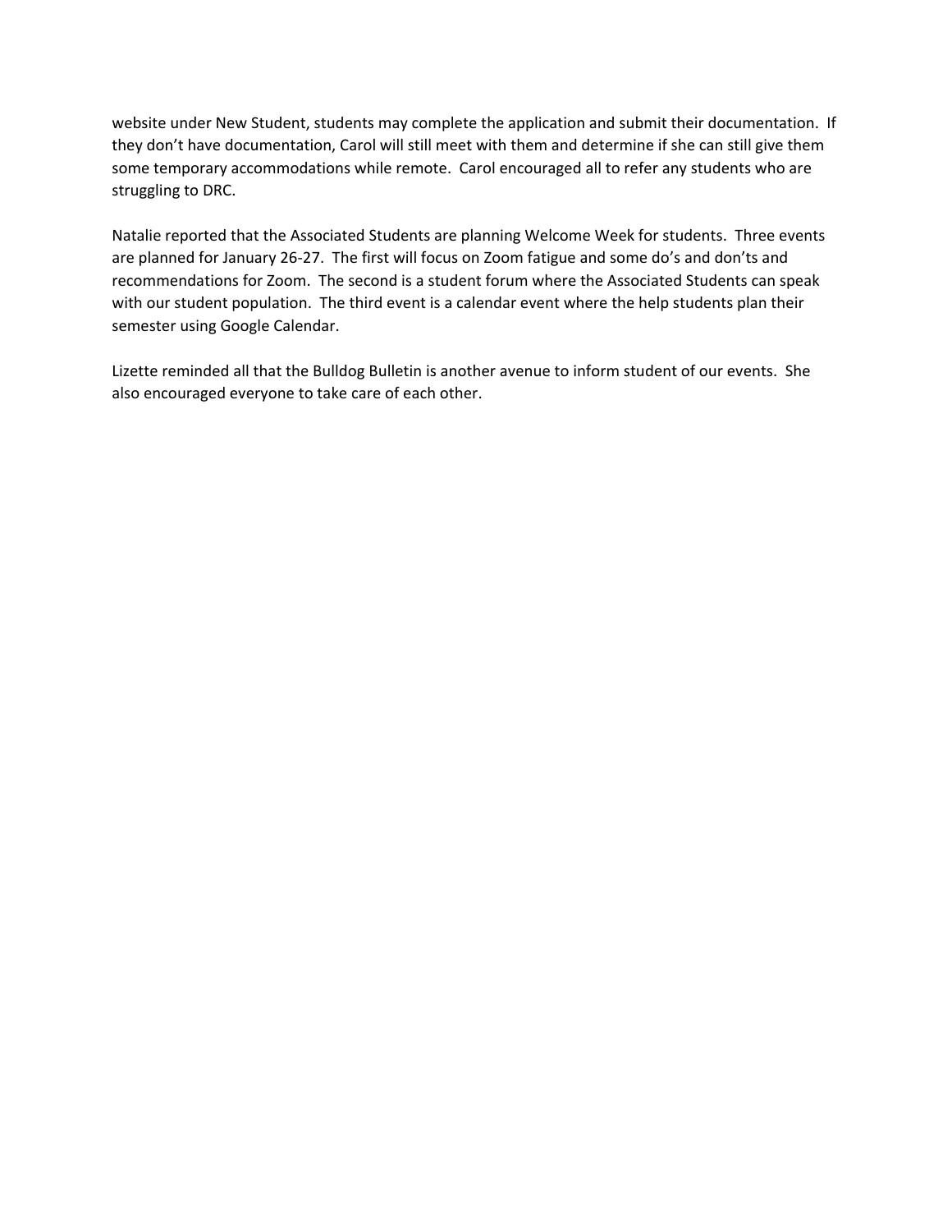website under New Student, students may complete the application and submit their documentation. If they don't have documentation, Carol will still meet with them and determine if she can still give them some temporary accommodations while remote. Carol encouraged all to refer any students who are struggling to DRC.

Natalie reported that the Associated Students are planning Welcome Week for students. Three events are planned for January 26-27. The first will focus on Zoom fatigue and some do's and don'ts and recommendations for Zoom. The second is a student forum where the Associated Students can speak with our student population. The third event is a calendar event where the help students plan their semester using Google Calendar.

Lizette reminded all that the Bulldog Bulletin is another avenue to inform student of our events. She also encouraged everyone to take care of each other.